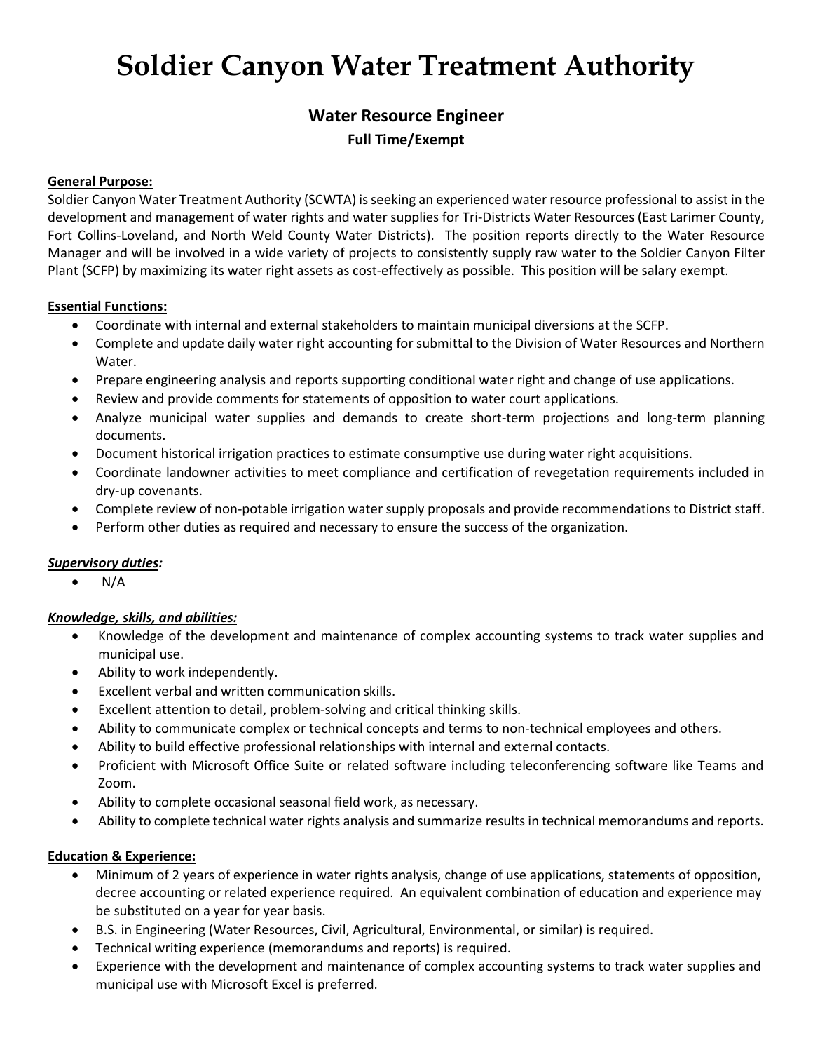# Soldier Canyon Water Treatment Authority

## Water Resource Engineer

### Full Time/Exempt

**General Purpose:**

Soldier Canyon Water Treatment Authority (SCWTA) is seeking an experienced water resource professional to assist in the development and management of water rights and water supplies for Tri-Districts Water Resources (East Larimer County, Fort Collins-Loveland, and North Weld County Water Districts). The position reports directly to the Water Resource Manager and will be involved in a wide variety of projects to consistently supply raw water to the Soldier Canyon Filter Plant (SCFP) by maximizing its water right assets as cost-effectively as possible. This position will be salary exempt.

**Essential Functions:**

- Coordinate with internal and external stakeholders to maintain municipal diversions at the SCFP.
- Complete and update daily water right accounting for submittal to the Division of Water Resources and Northern Water.
- Prepare engineering analysis and reports supporting conditional water right and change of use applications.
- Review and provide comments for statements of opposition to water court applications.
- Analyze municipal water supplies and demands to create short-term projections and long-term planning documents.
- Document historical irrigation practices to estimate consumptive use during water right acquisitions.
- Coordinate landowner activities to meet compliance and certification of revegetation requirements included in dry-up covenants.
- Complete review of non-potable irrigation water supply proposals and provide recommendations to District staff.
- Perform other duties as required and necessary to ensure the success of the organization.

***Supervisory duties:***

- N/A

***Knowledge, skills, and abilities:***

- Knowledge of the development and maintenance of complex accounting systems to track water supplies and municipal use.
- Ability to work independently.
- Excellent verbal and written communication skills.
- Excellent attention to detail, problem-solving and critical thinking skills.
- Ability to communicate complex or technical concepts and terms to non-technical employees and others.
- Ability to build effective professional relationships with internal and external contacts.
- Proficient with Microsoft Office Suite or related software including teleconferencing software like Teams and Zoom.
- Ability to complete occasional seasonal field work, as necessary.
- Ability to complete technical water rights analysis and summarize results in technical memorandums and reports.

**Education & Experience:**

- Minimum of 2 years of experience in water rights analysis, change of use applications, statements of opposition, decree accounting or related experience required. An equivalent combination of education and experience may be substituted on a year for year basis.
- B.S. in Engineering (Water Resources, Civil, Agricultural, Environmental, or similar) is required.
- Technical writing experience (memorandums and reports) is required.
- Experience with the development and maintenance of complex accounting systems to track water supplies and municipal use with Microsoft Excel is preferred.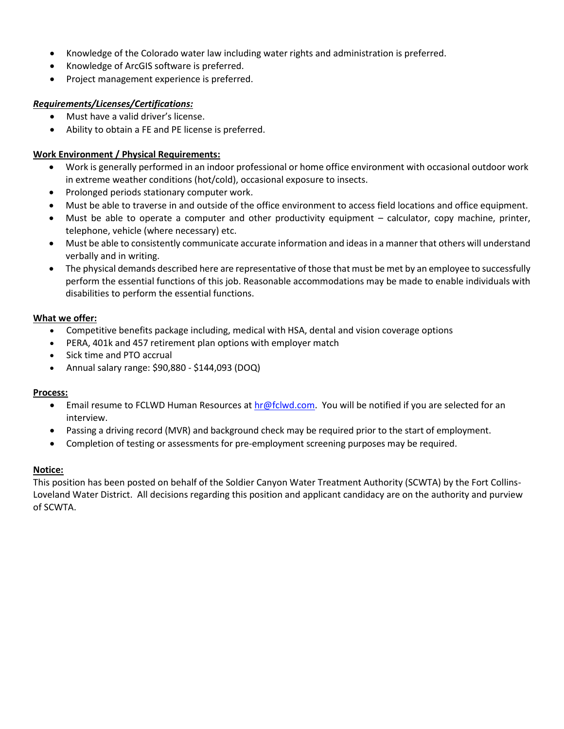- Knowledge of the Colorado water law including water rights and administration is preferred.
- Knowledge of ArcGIS software is preferred.
- Project management experience is preferred.

***Requirements/Licenses/Certifications:***

- Must have a valid driver's license.
- Ability to obtain a FE and PE license is preferred.

**Work Environment / Physical Requirements:**

- Work is generally performed in an indoor professional or home office environment with occasional outdoor work in extreme weather conditions (hot/cold), occasional exposure to insects.
- Prolonged periods stationary computer work.
- Must be able to traverse in and outside of the office environment to access field locations and office equipment.
- Must be able to operate a computer and other productivity equipment – calculator, copy machine, printer, telephone, vehicle (where necessary) etc.
- Must be able to consistently communicate accurate information and ideas in a manner that others will understand verbally and in writing.
- The physical demands described here are representative of those that must be met by an employee to successfully perform the essential functions of this job. Reasonable accommodations may be made to enable individuals with disabilities to perform the essential functions.

**What we offer:**

- Competitive benefits package including, medical with HSA, dental and vision coverage options
- PERA, 401k and 457 retirement plan options with employer match
- Sick time and PTO accrual
- Annual salary range: $90,880 - $144,093 (DOQ)

**Process:**

- Email resume to FCLWD Human Resources at hr@fclwd.com. You will be notified if you are selected for an interview.
- Passing a driving record (MVR) and background check may be required prior to the start of employment.
- Completion of testing or assessments for pre-employment screening purposes may be required.

**Notice:**

This position has been posted on behalf of the Soldier Canyon Water Treatment Authority (SCWTA) by the Fort Collins-Loveland Water District. All decisions regarding this position and applicant candidacy are on the authority and purview of SCWTA.